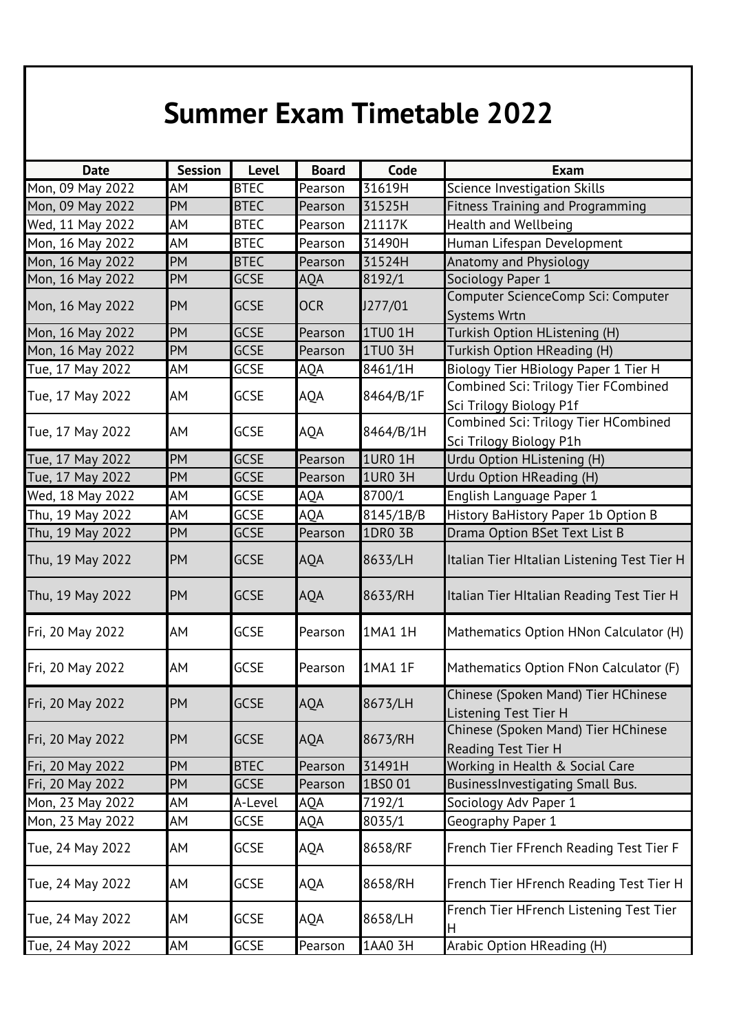# Summer Exam Timetable 2022

| Date | Session | Level | Board | Code | Exam |
|---|---|---|---|---|---|
| Mon, 09 May 2022 | AM | BTEC | Pearson | 31619H | Science Investigation Skills |
| Mon, 09 May 2022 | PM | BTEC | Pearson | 31525H | Fitness Training and Programming |
| Wed, 11 May 2022 | AM | BTEC | Pearson | 21117K | Health and Wellbeing |
| Mon, 16 May 2022 | AM | BTEC | Pearson | 31490H | Human Lifespan Development |
| Mon, 16 May 2022 | PM | BTEC | Pearson | 31524H | Anatomy and Physiology |
| Mon, 16 May 2022 | PM | GCSE | AQA | 8192/1 | Sociology Paper 1 |
| Mon, 16 May 2022 | PM | GCSE | OCR | J277/01 | Computer ScienceComp Sci: Computer Systems Wrtn |
| Mon, 16 May 2022 | PM | GCSE | Pearson | 1TU0 1H | Turkish Option HListening (H) |
| Mon, 16 May 2022 | PM | GCSE | Pearson | 1TU0 3H | Turkish Option HReading (H) |
| Tue, 17 May 2022 | AM | GCSE | AQA | 8461/1H | Biology Tier HBiology Paper 1 Tier H |
| Tue, 17 May 2022 | AM | GCSE | AQA | 8464/B/1F | Combined Sci: Trilogy Tier FCombined Sci Trilogy Biology P1f |
| Tue, 17 May 2022 | AM | GCSE | AQA | 8464/B/1H | Combined Sci: Trilogy Tier HCombined Sci Trilogy Biology P1h |
| Tue, 17 May 2022 | PM | GCSE | Pearson | 1UR0 1H | Urdu Option HListening (H) |
| Tue, 17 May 2022 | PM | GCSE | Pearson | 1UR0 3H | Urdu Option HReading (H) |
| Wed, 18 May 2022 | AM | GCSE | AQA | 8700/1 | English Language Paper 1 |
| Thu, 19 May 2022 | AM | GCSE | AQA | 8145/1B/B | History BaHistory Paper 1b Option B |
| Thu, 19 May 2022 | PM | GCSE | Pearson | 1DR0 3B | Drama Option BSet Text List B |
| Thu, 19 May 2022 | PM | GCSE | AQA | 8633/LH | Italian Tier HItalian Listening Test Tier H |
| Thu, 19 May 2022 | PM | GCSE | AQA | 8633/RH | Italian Tier HItalian Reading Test Tier H |
| Fri, 20 May 2022 | AM | GCSE | Pearson | 1MA1 1H | Mathematics Option HNon Calculator (H) |
| Fri, 20 May 2022 | AM | GCSE | Pearson | 1MA1 1F | Mathematics Option FNon Calculator (F) |
| Fri, 20 May 2022 | PM | GCSE | AQA | 8673/LH | Chinese (Spoken Mand) Tier HChinese Listening Test Tier H |
| Fri, 20 May 2022 | PM | GCSE | AQA | 8673/RH | Chinese (Spoken Mand) Tier HChinese Reading Test Tier H |
| Fri, 20 May 2022 | PM | BTEC | Pearson | 31491H | Working in Health & Social Care |
| Fri, 20 May 2022 | PM | GCSE | Pearson | 1BS0 01 | BusinessInvestigating Small Bus. |
| Mon, 23 May 2022 | AM | A-Level | AQA | 7192/1 | Sociology Adv Paper 1 |
| Mon, 23 May 2022 | AM | GCSE | AQA | 8035/1 | Geography Paper 1 |
| Tue, 24 May 2022 | AM | GCSE | AQA | 8658/RF | French Tier FFrench Reading Test Tier F |
| Tue, 24 May 2022 | AM | GCSE | AQA | 8658/RH | French Tier HFrench Reading Test Tier H |
| Tue, 24 May 2022 | AM | GCSE | AQA | 8658/LH | French Tier HFrench Listening Test Tier H |
| Tue, 24 May 2022 | AM | GCSE | Pearson | 1AA0 3H | Arabic Option HReading (H) |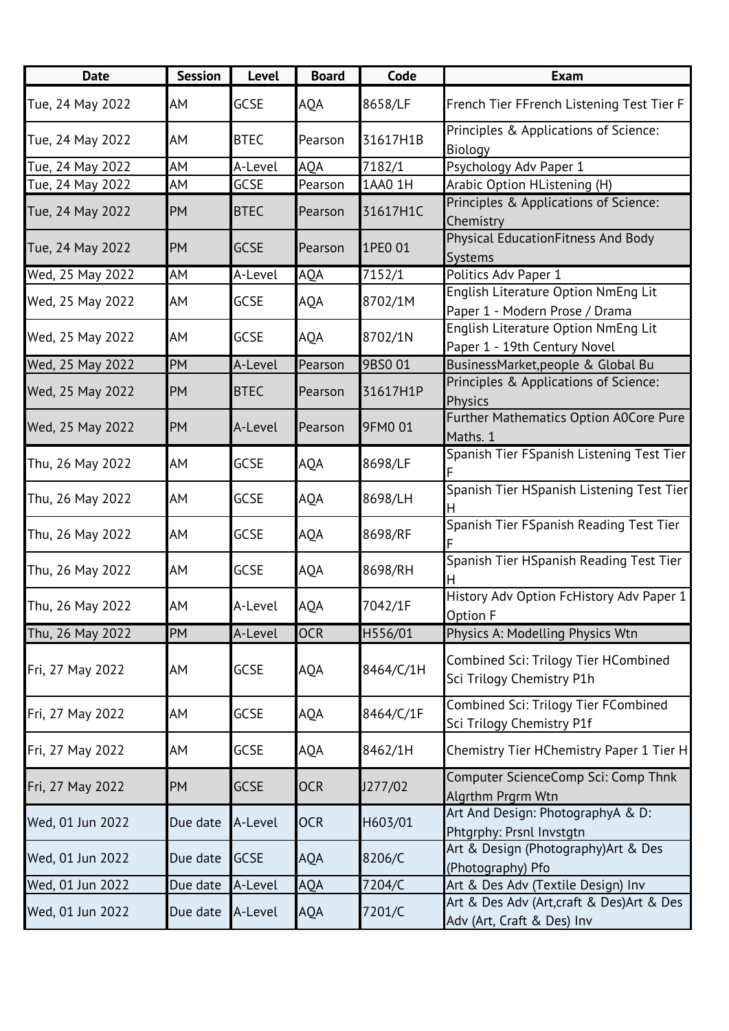| Date | Session | Level | Board | Code | Exam |
|---|---|---|---|---|---|
| Tue, 24 May 2022 | AM | GCSE | AQA | 8658/LF | French Tier FFrench Listening Test Tier F |
| Tue, 24 May 2022 | AM | BTEC | Pearson | 31617H1B | Principles & Applications of Science: Biology |
| Tue, 24 May 2022 | AM | A-Level | AQA | 7182/1 | Psychology Adv Paper 1 |
| Tue, 24 May 2022 | AM | GCSE | Pearson | 1AA0 1H | Arabic Option HListening (H) |
| Tue, 24 May 2022 | PM | BTEC | Pearson | 31617H1C | Principles & Applications of Science: Chemistry |
| Tue, 24 May 2022 | PM | GCSE | Pearson | 1PE0 01 | Physical EducationFitness And Body Systems |
| Wed, 25 May 2022 | AM | A-Level | AQA | 7152/1 | Politics Adv Paper 1 |
| Wed, 25 May 2022 | AM | GCSE | AQA | 8702/1M | English Literature Option NmEng Lit Paper 1 - Modern Prose / Drama |
| Wed, 25 May 2022 | AM | GCSE | AQA | 8702/1N | English Literature Option NmEng Lit Paper 1 - 19th Century Novel |
| Wed, 25 May 2022 | PM | A-Level | Pearson | 9BS0 01 | BusinessMarket,people & Global Bu |
| Wed, 25 May 2022 | PM | BTEC | Pearson | 31617H1P | Principles & Applications of Science: Physics |
| Wed, 25 May 2022 | PM | A-Level | Pearson | 9FM0 01 | Further Mathematics Option A0Core Pure Maths. 1 |
| Thu, 26 May 2022 | AM | GCSE | AQA | 8698/LF | Spanish Tier FSpanish Listening Test Tier F |
| Thu, 26 May 2022 | AM | GCSE | AQA | 8698/LH | Spanish Tier HSpanish Listening Test Tier H |
| Thu, 26 May 2022 | AM | GCSE | AQA | 8698/RF | Spanish Tier FSpanish Reading Test Tier F |
| Thu, 26 May 2022 | AM | GCSE | AQA | 8698/RH | Spanish Tier HSpanish Reading Test Tier H |
| Thu, 26 May 2022 | AM | A-Level | AQA | 7042/1F | History Adv Option FcHistory Adv Paper 1 Option F |
| Thu, 26 May 2022 | PM | A-Level | OCR | H556/01 | Physics A: Modelling Physics Wtn |
| Fri, 27 May 2022 | AM | GCSE | AQA | 8464/C/1H | Combined Sci: Trilogy Tier HCombined Sci Trilogy Chemistry P1h |
| Fri, 27 May 2022 | AM | GCSE | AQA | 8464/C/1F | Combined Sci: Trilogy Tier FCombined Sci Trilogy Chemistry P1f |
| Fri, 27 May 2022 | AM | GCSE | AQA | 8462/1H | Chemistry Tier HChemistry Paper 1 Tier H |
| Fri, 27 May 2022 | PM | GCSE | OCR | J277/02 | Computer ScienceComp Sci: Comp Thnk Algrthm Prgrm Wtn |
| Wed, 01 Jun 2022 | Due date | A-Level | OCR | H603/01 | Art And Design: PhotographyA & D: Phtgrphy: Prsnl Invstgtn |
| Wed, 01 Jun 2022 | Due date | GCSE | AQA | 8206/C | Art & Design (Photography)Art & Des (Photography) Pfo |
| Wed, 01 Jun 2022 | Due date | A-Level | AQA | 7204/C | Art & Des Adv (Textile Design) Inv |
| Wed, 01 Jun 2022 | Due date | A-Level | AQA | 7201/C | Art & Des Adv (Art,craft & Des)Art & Des Adv (Art, Craft & Des) Inv |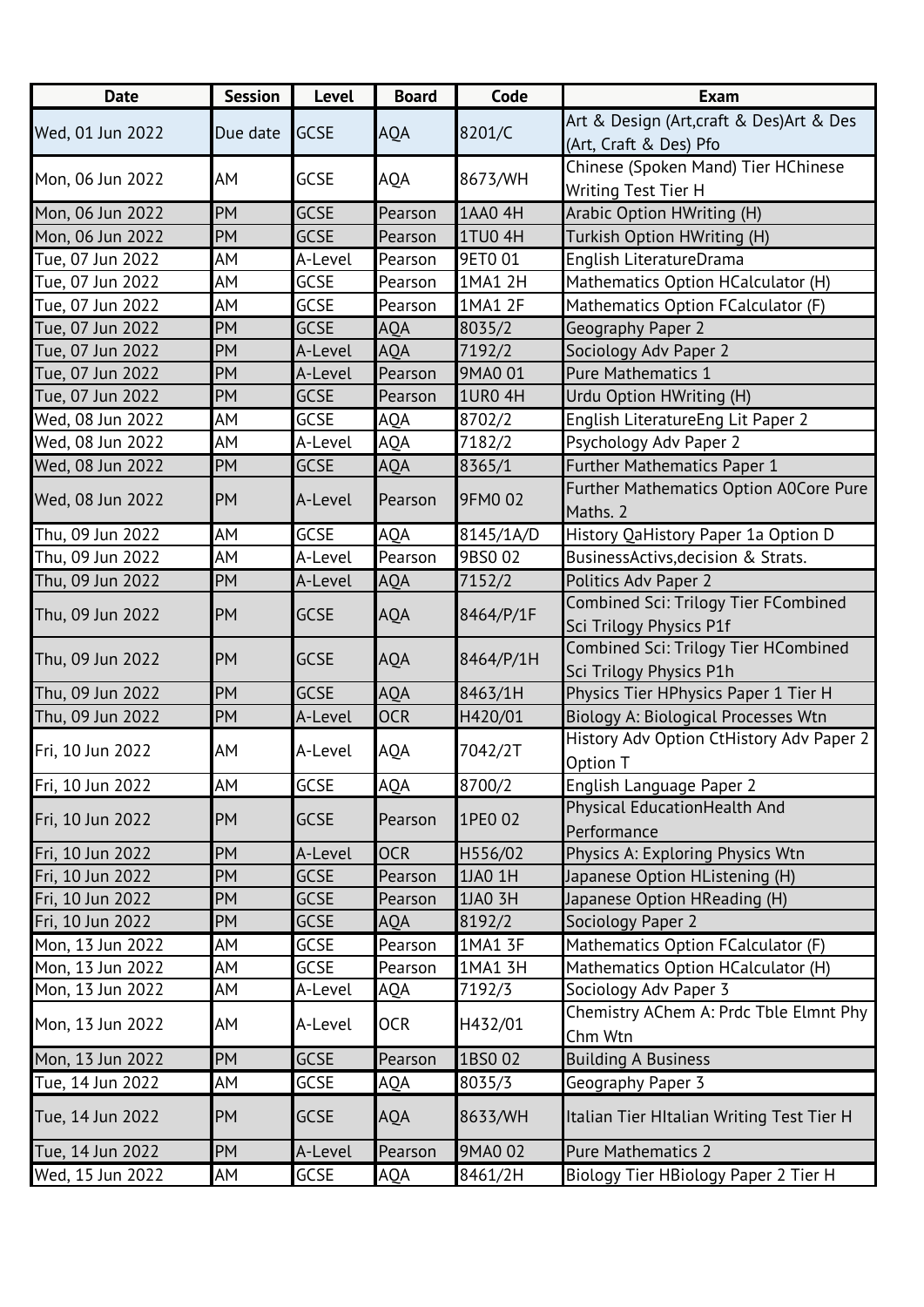| Date | Session | Level | Board | Code | Exam |
|---|---|---|---|---|---|
| Wed, 01 Jun 2022 | Due date | GCSE | AQA | 8201/C | Art & Design (Art,craft & Des)Art & Des (Art, Craft & Des) Pfo |
| Mon, 06 Jun 2022 | AM | GCSE | AQA | 8673/WH | Chinese (Spoken Mand) Tier HChinese Writing Test Tier H |
| Mon, 06 Jun 2022 | PM | GCSE | Pearson | 1AA0 4H | Arabic Option HWriting (H) |
| Mon, 06 Jun 2022 | PM | GCSE | Pearson | 1TU0 4H | Turkish Option HWriting (H) |
| Tue, 07 Jun 2022 | AM | A-Level | Pearson | 9ET0 01 | English LiteratureDrama |
| Tue, 07 Jun 2022 | AM | GCSE | Pearson | 1MA1 2H | Mathematics Option HCalculator (H) |
| Tue, 07 Jun 2022 | AM | GCSE | Pearson | 1MA1 2F | Mathematics Option FCalculator (F) |
| Tue, 07 Jun 2022 | PM | GCSE | AQA | 8035/2 | Geography Paper 2 |
| Tue, 07 Jun 2022 | PM | A-Level | AQA | 7192/2 | Sociology Adv Paper 2 |
| Tue, 07 Jun 2022 | PM | A-Level | Pearson | 9MA0 01 | Pure Mathematics 1 |
| Tue, 07 Jun 2022 | PM | GCSE | Pearson | 1UR0 4H | Urdu Option HWriting (H) |
| Wed, 08 Jun 2022 | AM | GCSE | AQA | 8702/2 | English LiteratureEng Lit Paper 2 |
| Wed, 08 Jun 2022 | AM | A-Level | AQA | 7182/2 | Psychology Adv Paper 2 |
| Wed, 08 Jun 2022 | PM | GCSE | AQA | 8365/1 | Further Mathematics Paper 1 |
| Wed, 08 Jun 2022 | PM | A-Level | Pearson | 9FM0 02 | Further Mathematics Option A0Core Pure Maths. 2 |
| Thu, 09 Jun 2022 | AM | GCSE | AQA | 8145/1A/D | History QaHistory Paper 1a Option D |
| Thu, 09 Jun 2022 | AM | A-Level | Pearson | 9BS0 02 | BusinessActivs,decision & Strats. |
| Thu, 09 Jun 2022 | PM | A-Level | AQA | 7152/2 | Politics Adv Paper 2 |
| Thu, 09 Jun 2022 | PM | GCSE | AQA | 8464/P/1F | Combined Sci: Trilogy Tier FCombined Sci Trilogy Physics P1f |
| Thu, 09 Jun 2022 | PM | GCSE | AQA | 8464/P/1H | Combined Sci: Trilogy Tier HCombined Sci Trilogy Physics P1h |
| Thu, 09 Jun 2022 | PM | GCSE | AQA | 8463/1H | Physics Tier HPhysics Paper 1 Tier H |
| Thu, 09 Jun 2022 | PM | A-Level | OCR | H420/01 | Biology A: Biological Processes Wtn |
| Fri, 10 Jun 2022 | AM | A-Level | AQA | 7042/2T | History Adv Option CtHistory Adv Paper 2 Option T |
| Fri, 10 Jun 2022 | AM | GCSE | AQA | 8700/2 | English Language Paper 2 |
| Fri, 10 Jun 2022 | PM | GCSE | Pearson | 1PE0 02 | Physical EducationHealth And Performance |
| Fri, 10 Jun 2022 | PM | A-Level | OCR | H556/02 | Physics A: Exploring Physics Wtn |
| Fri, 10 Jun 2022 | PM | GCSE | Pearson | 1JA0 1H | Japanese Option HListening (H) |
| Fri, 10 Jun 2022 | PM | GCSE | Pearson | 1JA0 3H | Japanese Option HReading (H) |
| Fri, 10 Jun 2022 | PM | GCSE | AQA | 8192/2 | Sociology Paper 2 |
| Mon, 13 Jun 2022 | AM | GCSE | Pearson | 1MA1 3F | Mathematics Option FCalculator (F) |
| Mon, 13 Jun 2022 | AM | GCSE | Pearson | 1MA1 3H | Mathematics Option HCalculator (H) |
| Mon, 13 Jun 2022 | AM | A-Level | AQA | 7192/3 | Sociology Adv Paper 3 |
| Mon, 13 Jun 2022 | AM | A-Level | OCR | H432/01 | Chemistry AChem A: Prdc Tble Elmnt Phy Chm Wtn |
| Mon, 13 Jun 2022 | PM | GCSE | Pearson | 1BS0 02 | Building A Business |
| Tue, 14 Jun 2022 | AM | GCSE | AQA | 8035/3 | Geography Paper 3 |
| Tue, 14 Jun 2022 | PM | GCSE | AQA | 8633/WH | Italian Tier HItalian Writing Test Tier H |
| Tue, 14 Jun 2022 | PM | A-Level | Pearson | 9MA0 02 | Pure Mathematics 2 |
| Wed, 15 Jun 2022 | AM | GCSE | AQA | 8461/2H | Biology Tier HBiology Paper 2 Tier H |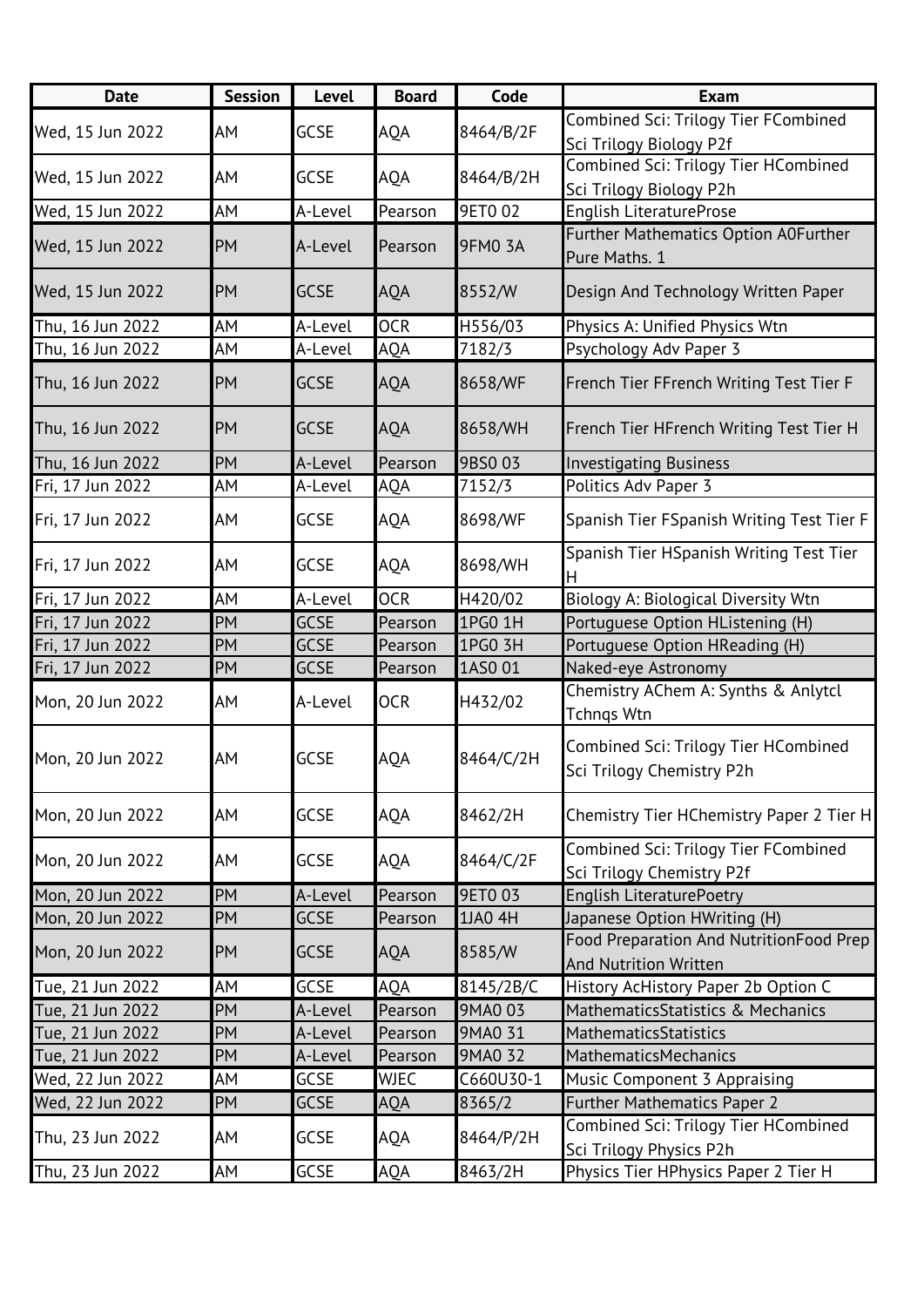| Date | Session | Level | Board | Code | Exam |
|---|---|---|---|---|---|
| Wed, 15 Jun 2022 | AM | GCSE | AQA | 8464/B/2F | Combined Sci: Trilogy Tier FCombined Sci Trilogy Biology P2f |
| Wed, 15 Jun 2022 | AM | GCSE | AQA | 8464/B/2H | Combined Sci: Trilogy Tier HCombined Sci Trilogy Biology P2h |
| Wed, 15 Jun 2022 | AM | A-Level | Pearson | 9ET0 02 | English LiteratureProse |
| Wed, 15 Jun 2022 | PM | A-Level | Pearson | 9FM0 3A | Further Mathematics Option A0Further Pure Maths. 1 |
| Wed, 15 Jun 2022 | PM | GCSE | AQA | 8552/W | Design And Technology Written Paper |
| Thu, 16 Jun 2022 | AM | A-Level | OCR | H556/03 | Physics A: Unified Physics Wtn |
| Thu, 16 Jun 2022 | AM | A-Level | AQA | 7182/3 | Psychology Adv Paper 3 |
| Thu, 16 Jun 2022 | PM | GCSE | AQA | 8658/WF | French Tier FFrench Writing Test Tier F |
| Thu, 16 Jun 2022 | PM | GCSE | AQA | 8658/WH | French Tier HFrench Writing Test Tier H |
| Thu, 16 Jun 2022 | PM | A-Level | Pearson | 9BS0 03 | Investigating Business |
| Fri, 17 Jun 2022 | AM | A-Level | AQA | 7152/3 | Politics Adv Paper 3 |
| Fri, 17 Jun 2022 | AM | GCSE | AQA | 8698/WF | Spanish Tier FSpanish Writing Test Tier F |
| Fri, 17 Jun 2022 | AM | GCSE | AQA | 8698/WH | Spanish Tier HSpanish Writing Test Tier H |
| Fri, 17 Jun 2022 | AM | A-Level | OCR | H420/02 | Biology A: Biological Diversity Wtn |
| Fri, 17 Jun 2022 | PM | GCSE | Pearson | 1PG0 1H | Portuguese Option HListening (H) |
| Fri, 17 Jun 2022 | PM | GCSE | Pearson | 1PG0 3H | Portuguese Option HReading (H) |
| Fri, 17 Jun 2022 | PM | GCSE | Pearson | 1AS0 01 | Naked-eye Astronomy |
| Mon, 20 Jun 2022 | AM | A-Level | OCR | H432/02 | Chemistry AChem A: Synths & Anlytcl Tchnqs Wtn |
| Mon, 20 Jun 2022 | AM | GCSE | AQA | 8464/C/2H | Combined Sci: Trilogy Tier HCombined Sci Trilogy Chemistry P2h |
| Mon, 20 Jun 2022 | AM | GCSE | AQA | 8462/2H | Chemistry Tier HChemistry Paper 2 Tier H |
| Mon, 20 Jun 2022 | AM | GCSE | AQA | 8464/C/2F | Combined Sci: Trilogy Tier FCombined Sci Trilogy Chemistry P2f |
| Mon, 20 Jun 2022 | PM | A-Level | Pearson | 9ET0 03 | English LiteraturePoetry |
| Mon, 20 Jun 2022 | PM | GCSE | Pearson | 1JA0 4H | Japanese Option HWriting (H) |
| Mon, 20 Jun 2022 | PM | GCSE | AQA | 8585/W | Food Preparation And NutritionFood Prep And Nutrition Written |
| Tue, 21 Jun 2022 | AM | GCSE | AQA | 8145/2B/C | History AcHistory Paper 2b Option C |
| Tue, 21 Jun 2022 | PM | A-Level | Pearson | 9MA0 03 | MathematicsStatistics & Mechanics |
| Tue, 21 Jun 2022 | PM | A-Level | Pearson | 9MA0 31 | MathematicsStatistics |
| Tue, 21 Jun 2022 | PM | A-Level | Pearson | 9MA0 32 | MathematicsMechanics |
| Wed, 22 Jun 2022 | AM | GCSE | WJEC | C660U30-1 | Music Component 3 Appraising |
| Wed, 22 Jun 2022 | PM | GCSE | AQA | 8365/2 | Further Mathematics Paper 2 |
| Thu, 23 Jun 2022 | AM | GCSE | AQA | 8464/P/2H | Combined Sci: Trilogy Tier HCombined Sci Trilogy Physics P2h |
| Thu, 23 Jun 2022 | AM | GCSE | AQA | 8463/2H | Physics Tier HPhysics Paper 2 Tier H |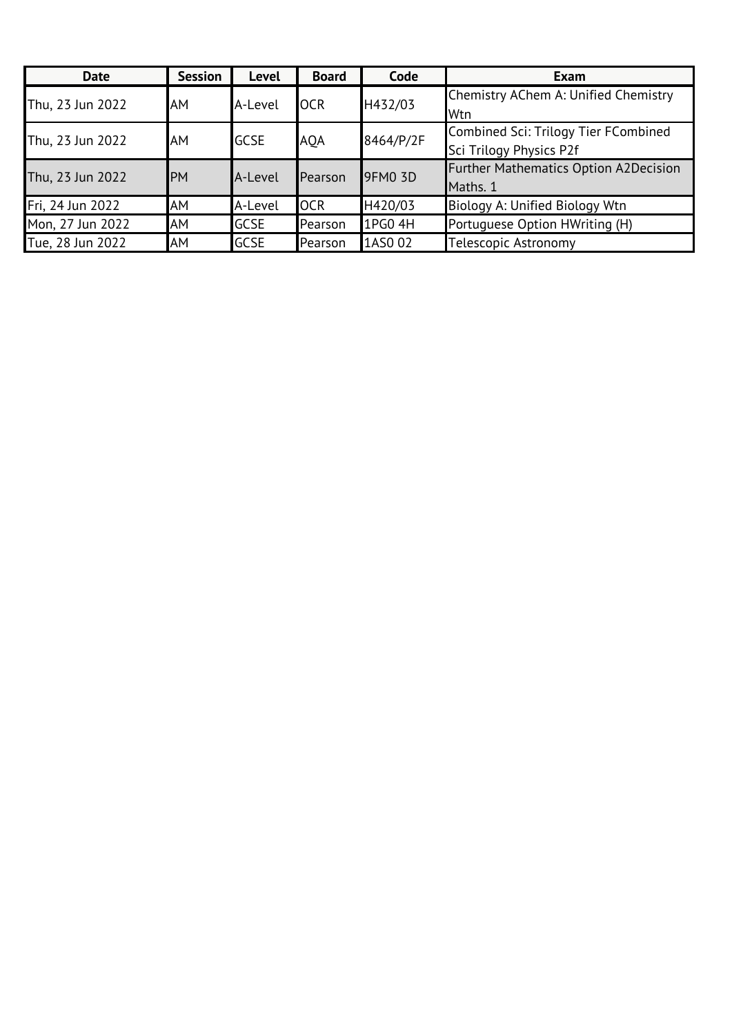| Date | Session | Level | Board | Code | Exam |
| --- | --- | --- | --- | --- | --- |
| Thu, 23 Jun 2022 | AM | A-Level | OCR | H432/03 | Chemistry AChem A: Unified Chemistry Wtn |
| Thu, 23 Jun 2022 | AM | GCSE | AQA | 8464/P/2F | Combined Sci: Trilogy Tier FCombined Sci Trilogy Physics P2f |
| Thu, 23 Jun 2022 | PM | A-Level | Pearson | 9FM0 3D | Further Mathematics Option A2Decision Maths. 1 |
| Fri, 24 Jun 2022 | AM | A-Level | OCR | H420/03 | Biology A: Unified Biology Wtn |
| Mon, 27 Jun 2022 | AM | GCSE | Pearson | 1PG0 4H | Portuguese Option HWriting (H) |
| Tue, 28 Jun 2022 | AM | GCSE | Pearson | 1AS0 02 | Telescopic Astronomy |